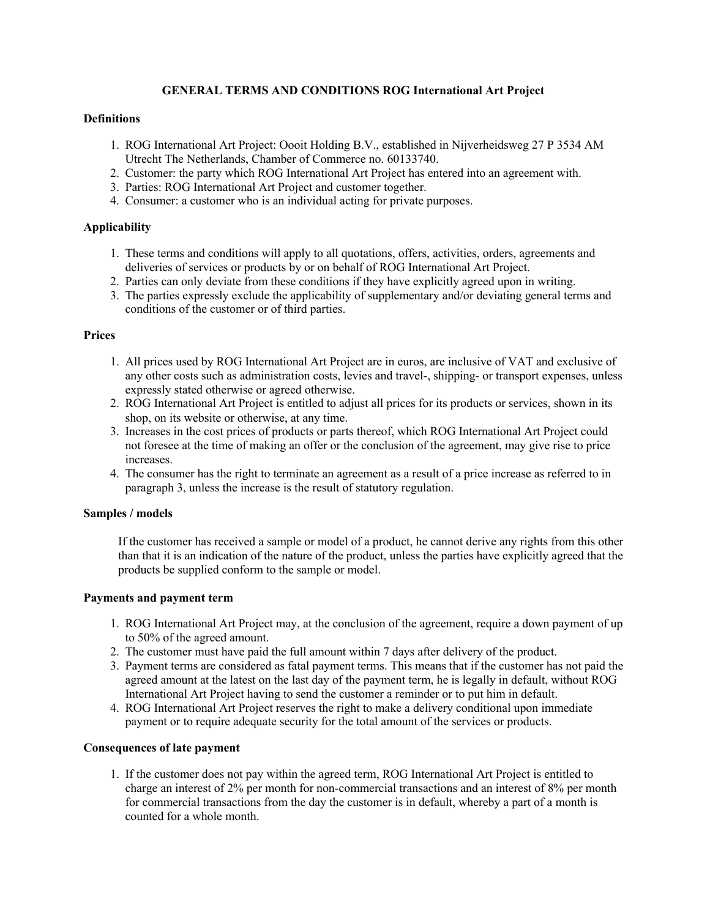# GENERAL TERMS AND CONDITIONS ROG International Art Project

## Definitions

1. ROG International Art Project: Oooit Holding B.V., established in Nijverheidsweg 27 P 3534 AM Utrecht The Netherlands, Chamber of Commerce no. 60133740.
2. Customer: the party which ROG International Art Project has entered into an agreement with.
3. Parties: ROG International Art Project and customer together.
4. Consumer: a customer who is an individual acting for private purposes.

## Applicability

1. These terms and conditions will apply to all quotations, offers, activities, orders, agreements and deliveries of services or products by or on behalf of ROG International Art Project.
2. Parties can only deviate from these conditions if they have explicitly agreed upon in writing.
3. The parties expressly exclude the applicability of supplementary and/or deviating general terms and conditions of the customer or of third parties.

## Prices

1. All prices used by ROG International Art Project are in euros, are inclusive of VAT and exclusive of any other costs such as administration costs, levies and travel-, shipping- or transport expenses, unless expressly stated otherwise or agreed otherwise.
2. ROG International Art Project is entitled to adjust all prices for its products or services, shown in its shop, on its website or otherwise, at any time.
3. Increases in the cost prices of products or parts thereof, which ROG International Art Project could not foresee at the time of making an offer or the conclusion of the agreement, may give rise to price increases.
4. The consumer has the right to terminate an agreement as a result of a price increase as referred to in paragraph 3, unless the increase is the result of statutory regulation.

## Samples / models

If the customer has received a sample or model of a product, he cannot derive any rights from this other than that it is an indication of the nature of the product, unless the parties have explicitly agreed that the products be supplied conform to the sample or model.

## Payments and payment term

1. ROG International Art Project may, at the conclusion of the agreement, require a down payment of up to 50% of the agreed amount.
2. The customer must have paid the full amount within 7 days after delivery of the product.
3. Payment terms are considered as fatal payment terms. This means that if the customer has not paid the agreed amount at the latest on the last day of the payment term, he is legally in default, without ROG International Art Project having to send the customer a reminder or to put him in default.
4. ROG International Art Project reserves the right to make a delivery conditional upon immediate payment or to require adequate security for the total amount of the services or products.

## Consequences of late payment

1. If the customer does not pay within the agreed term, ROG International Art Project is entitled to charge an interest of 2% per month for non-commercial transactions and an interest of 8% per month for commercial transactions from the day the customer is in default, whereby a part of a month is counted for a whole month.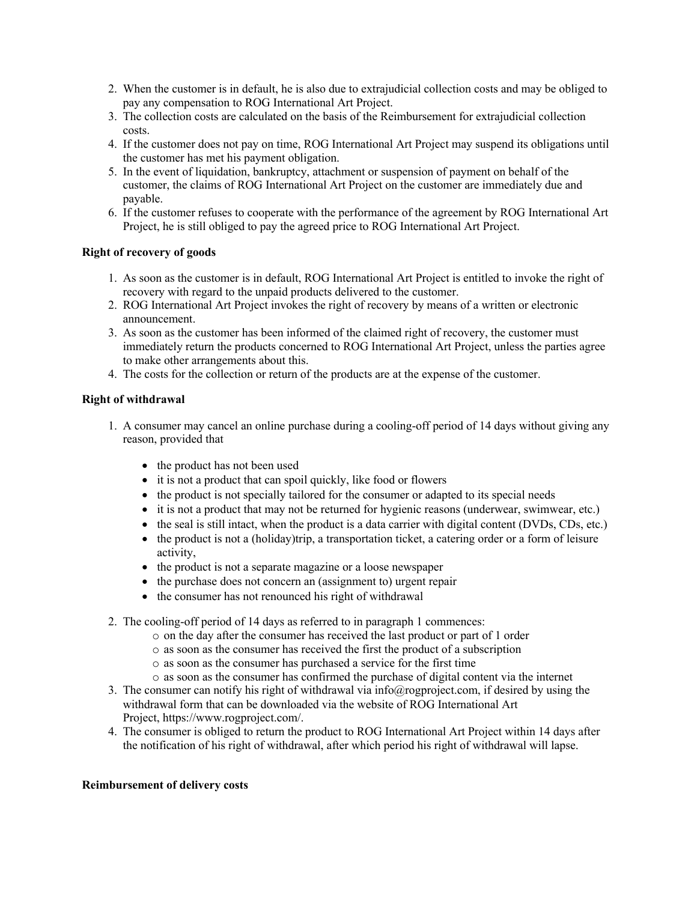2. When the customer is in default, he is also due to extrajudicial collection costs and may be obliged to pay any compensation to ROG International Art Project.
3. The collection costs are calculated on the basis of the Reimbursement for extrajudicial collection costs.
4. If the customer does not pay on time, ROG International Art Project may suspend its obligations until the customer has met his payment obligation.
5. In the event of liquidation, bankruptcy, attachment or suspension of payment on behalf of the customer, the claims of ROG International Art Project on the customer are immediately due and payable.
6. If the customer refuses to cooperate with the performance of the agreement by ROG International Art Project, he is still obliged to pay the agreed price to ROG International Art Project.

**Right of recovery of goods**

1. As soon as the customer is in default, ROG International Art Project is entitled to invoke the right of recovery with regard to the unpaid products delivered to the customer.
2. ROG International Art Project invokes the right of recovery by means of a written or electronic announcement.
3. As soon as the customer has been informed of the claimed right of recovery, the customer must immediately return the products concerned to ROG International Art Project, unless the parties agree to make other arrangements about this.
4. The costs for the collection or return of the products are at the expense of the customer.

**Right of withdrawal**

1. A consumer may cancel an online purchase during a cooling-off period of 14 days without giving any reason, provided that
   - the product has not been used
   - it is not a product that can spoil quickly, like food or flowers
   - the product is not specially tailored for the consumer or adapted to its special needs
   - it is not a product that may not be returned for hygienic reasons (underwear, swimwear, etc.)
   - the seal is still intact, when the product is a data carrier with digital content (DVDs, CDs, etc.)
   - the product is not a (holiday)trip, a transportation ticket, a catering order or a form of leisure activity,
   - the product is not a separate magazine or a loose newspaper
   - the purchase does not concern an (assignment to) urgent repair
   - the consumer has not renounced his right of withdrawal
2. The cooling-off period of 14 days as referred to in paragraph 1 commences:
   - on the day after the consumer has received the last product or part of 1 order
   - as soon as the consumer has received the first the product of a subscription
   - as soon as the consumer has purchased a service for the first time
   - as soon as the consumer has confirmed the purchase of digital content via the internet
3. The consumer can notify his right of withdrawal via info@rogproject.com, if desired by using the withdrawal form that can be downloaded via the website of ROG International Art Project, https://www.rogproject.com/.
4. The consumer is obliged to return the product to ROG International Art Project within 14 days after the notification of his right of withdrawal, after which period his right of withdrawal will lapse.

**Reimbursement of delivery costs**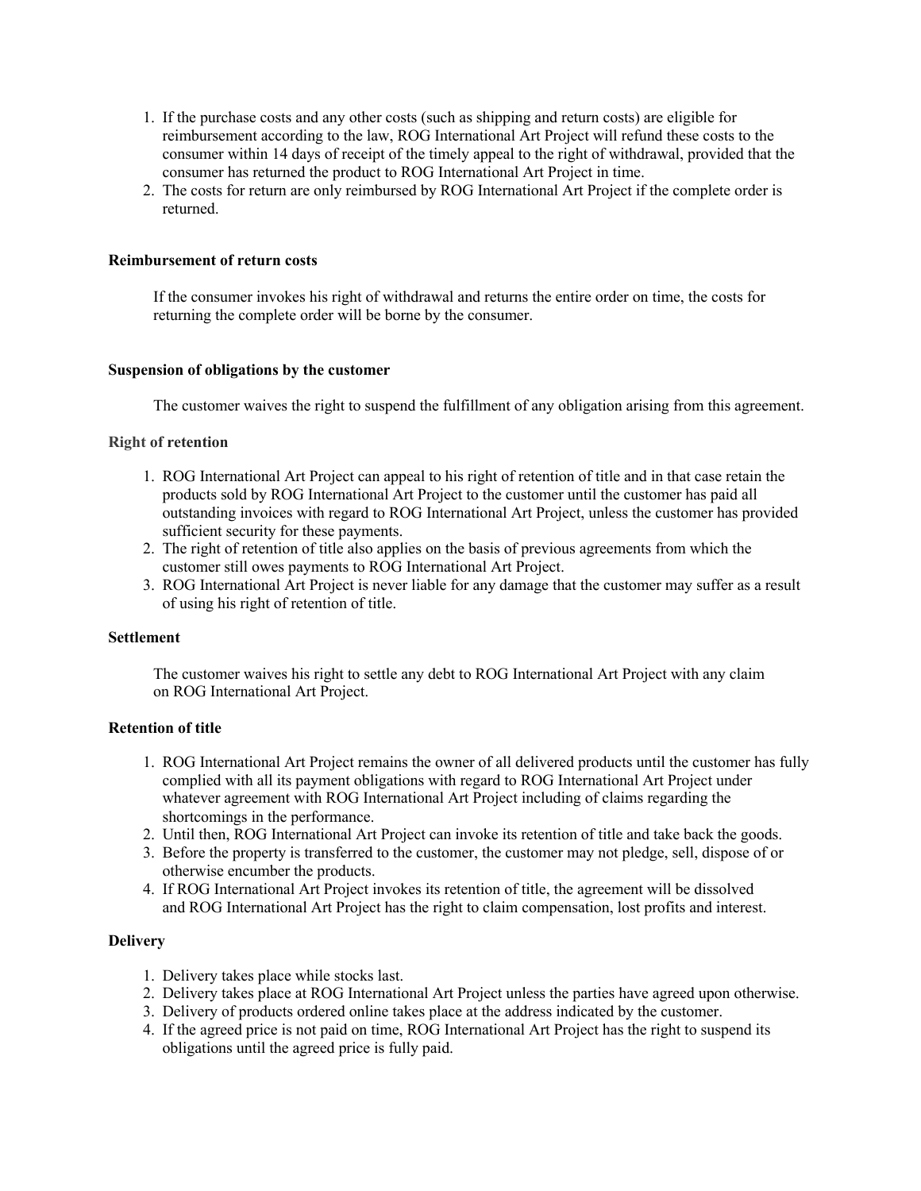1. If the purchase costs and any other costs (such as shipping and return costs) are eligible for reimbursement according to the law, ROG International Art Project will refund these costs to the consumer within 14 days of receipt of the timely appeal to the right of withdrawal, provided that the consumer has returned the product to ROG International Art Project in time.
2. The costs for return are only reimbursed by ROG International Art Project if the complete order is returned.

**Reimbursement of return costs**

If the consumer invokes his right of withdrawal and returns the entire order on time, the costs for returning the complete order will be borne by the consumer.

**Suspension of obligations by the customer**

The customer waives the right to suspend the fulfillment of any obligation arising from this agreement.

**Right of retention**

1. ROG International Art Project can appeal to his right of retention of title and in that case retain the products sold by ROG International Art Project to the customer until the customer has paid all outstanding invoices with regard to ROG International Art Project, unless the customer has provided sufficient security for these payments.
2. The right of retention of title also applies on the basis of previous agreements from which the customer still owes payments to ROG International Art Project.
3. ROG International Art Project is never liable for any damage that the customer may suffer as a result of using his right of retention of title.

**Settlement**

The customer waives his right to settle any debt to ROG International Art Project with any claim on ROG International Art Project.

**Retention of title**

1. ROG International Art Project remains the owner of all delivered products until the customer has fully complied with all its payment obligations with regard to ROG International Art Project under whatever agreement with ROG International Art Project including of claims regarding the shortcomings in the performance.
2. Until then, ROG International Art Project can invoke its retention of title and take back the goods.
3. Before the property is transferred to the customer, the customer may not pledge, sell, dispose of or otherwise encumber the products.
4. If ROG International Art Project invokes its retention of title, the agreement will be dissolved and ROG International Art Project has the right to claim compensation, lost profits and interest.

**Delivery**

1. Delivery takes place while stocks last.
2. Delivery takes place at ROG International Art Project unless the parties have agreed upon otherwise.
3. Delivery of products ordered online takes place at the address indicated by the customer.
4. If the agreed price is not paid on time, ROG International Art Project has the right to suspend its obligations until the agreed price is fully paid.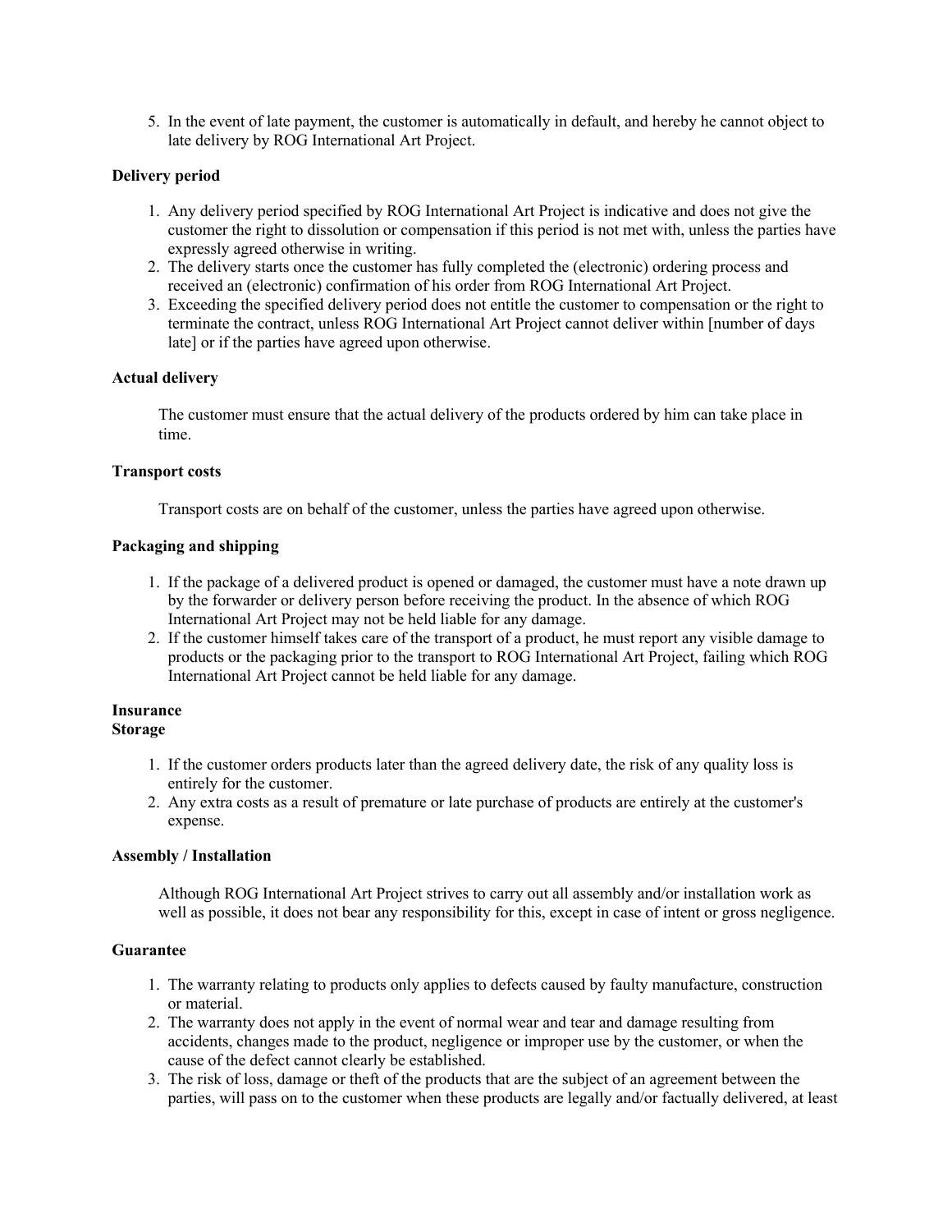5. In the event of late payment, the customer is automatically in default, and hereby he cannot object to late delivery by ROG International Art Project.

**Delivery period**

1. Any delivery period specified by ROG International Art Project is indicative and does not give the customer the right to dissolution or compensation if this period is not met with, unless the parties have expressly agreed otherwise in writing.
2. The delivery starts once the customer has fully completed the (electronic) ordering process and received an (electronic) confirmation of his order from ROG International Art Project.
3. Exceeding the specified delivery period does not entitle the customer to compensation or the right to terminate the contract, unless ROG International Art Project cannot deliver within [number of days late] or if the parties have agreed upon otherwise.

**Actual delivery**

The customer must ensure that the actual delivery of the products ordered by him can take place in time.

**Transport costs**

Transport costs are on behalf of the customer, unless the parties have agreed upon otherwise.

**Packaging and shipping**

1. If the package of a delivered product is opened or damaged, the customer must have a note drawn up by the forwarder or delivery person before receiving the product. In the absence of which ROG International Art Project may not be held liable for any damage.
2. If the customer himself takes care of the transport of a product, he must report any visible damage to products or the packaging prior to the transport to ROG International Art Project, failing which ROG International Art Project cannot be held liable for any damage.

**Insurance**
**Storage**

1. If the customer orders products later than the agreed delivery date, the risk of any quality loss is entirely for the customer.
2. Any extra costs as a result of premature or late purchase of products are entirely at the customer's expense.

**Assembly / Installation**

Although ROG International Art Project strives to carry out all assembly and/or installation work as well as possible, it does not bear any responsibility for this, except in case of intent or gross negligence.

**Guarantee**

1. The warranty relating to products only applies to defects caused by faulty manufacture, construction or material.
2. The warranty does not apply in the event of normal wear and tear and damage resulting from accidents, changes made to the product, negligence or improper use by the customer, or when the cause of the defect cannot clearly be established.
3. The risk of loss, damage or theft of the products that are the subject of an agreement between the parties, will pass on to the customer when these products are legally and/or factually delivered, at least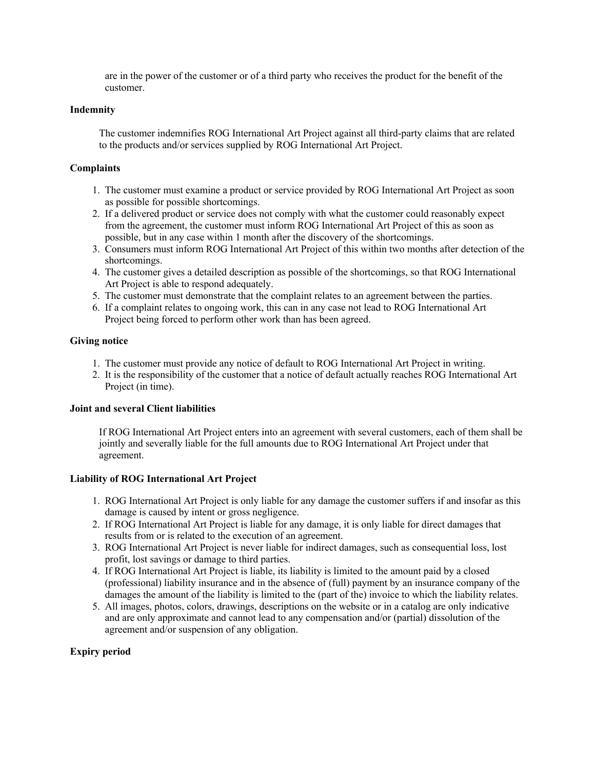are in the power of the customer or of a third party who receives the product for the benefit of the customer.

### Indemnity

The customer indemnifies ROG International Art Project against all third-party claims that are related to the products and/or services supplied by ROG International Art Project.

### Complaints

1. The customer must examine a product or service provided by ROG International Art Project as soon as possible for possible shortcomings.
2. If a delivered product or service does not comply with what the customer could reasonably expect from the agreement, the customer must inform ROG International Art Project of this as soon as possible, but in any case within 1 month after the discovery of the shortcomings.
3. Consumers must inform ROG International Art Project of this within two months after detection of the shortcomings.
4. The customer gives a detailed description as possible of the shortcomings, so that ROG International Art Project is able to respond adequately.
5. The customer must demonstrate that the complaint relates to an agreement between the parties.
6. If a complaint relates to ongoing work, this can in any case not lead to ROG International Art Project being forced to perform other work than has been agreed.

### Giving notice

1. The customer must provide any notice of default to ROG International Art Project in writing.
2. It is the responsibility of the customer that a notice of default actually reaches ROG International Art Project (in time).

### Joint and several Client liabilities

If ROG International Art Project enters into an agreement with several customers, each of them shall be jointly and severally liable for the full amounts due to ROG International Art Project under that agreement.

### Liability of ROG International Art Project

1. ROG International Art Project is only liable for any damage the customer suffers if and insofar as this damage is caused by intent or gross negligence.
2. If ROG International Art Project is liable for any damage, it is only liable for direct damages that results from or is related to the execution of an agreement.
3. ROG International Art Project is never liable for indirect damages, such as consequential loss, lost profit, lost savings or damage to third parties.
4. If ROG International Art Project is liable, its liability is limited to the amount paid by a closed (professional) liability insurance and in the absence of (full) payment by an insurance company of the damages the amount of the liability is limited to the (part of the) invoice to which the liability relates.
5. All images, photos, colors, drawings, descriptions on the website or in a catalog are only indicative and are only approximate and cannot lead to any compensation and/or (partial) dissolution of the agreement and/or suspension of any obligation.

### Expiry period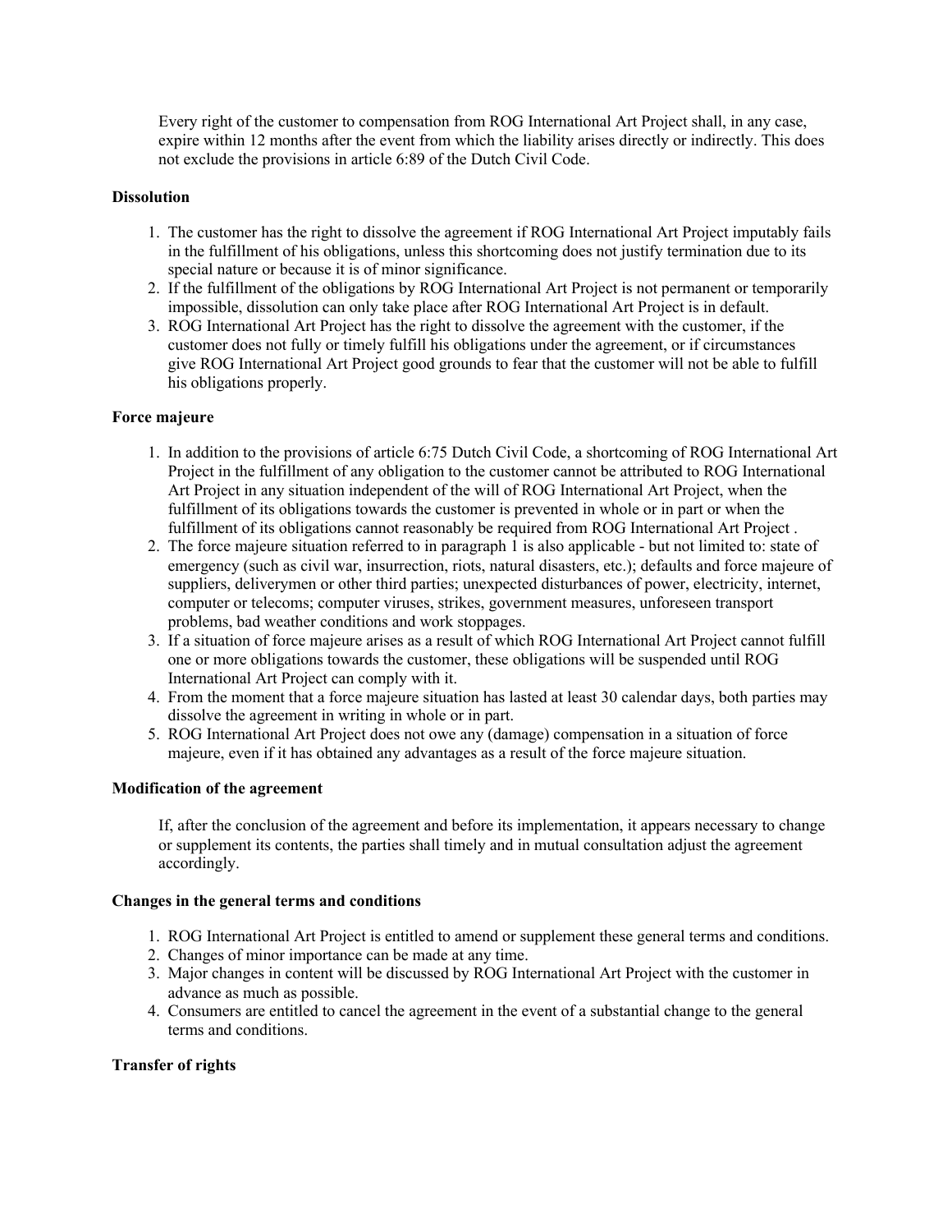Every right of the customer to compensation from ROG International Art Project shall, in any case, expire within 12 months after the event from which the liability arises directly or indirectly. This does not exclude the provisions in article 6:89 of the Dutch Civil Code.

**Dissolution**

1. The customer has the right to dissolve the agreement if ROG International Art Project imputably fails in the fulfillment of his obligations, unless this shortcoming does not justify termination due to its special nature or because it is of minor significance.
2. If the fulfillment of the obligations by ROG International Art Project is not permanent or temporarily impossible, dissolution can only take place after ROG International Art Project is in default.
3. ROG International Art Project has the right to dissolve the agreement with the customer, if the customer does not fully or timely fulfill his obligations under the agreement, or if circumstances give ROG International Art Project good grounds to fear that the customer will not be able to fulfill his obligations properly.

**Force majeure**

1. In addition to the provisions of article 6:75 Dutch Civil Code, a shortcoming of ROG International Art Project in the fulfillment of any obligation to the customer cannot be attributed to ROG International Art Project in any situation independent of the will of ROG International Art Project, when the fulfillment of its obligations towards the customer is prevented in whole or in part or when the fulfillment of its obligations cannot reasonably be required from ROG International Art Project .
2. The force majeure situation referred to in paragraph 1 is also applicable - but not limited to: state of emergency (such as civil war, insurrection, riots, natural disasters, etc.); defaults and force majeure of suppliers, deliverymen or other third parties; unexpected disturbances of power, electricity, internet, computer or telecoms; computer viruses, strikes, government measures, unforeseen transport problems, bad weather conditions and work stoppages.
3. If a situation of force majeure arises as a result of which ROG International Art Project cannot fulfill one or more obligations towards the customer, these obligations will be suspended until ROG International Art Project can comply with it.
4. From the moment that a force majeure situation has lasted at least 30 calendar days, both parties may dissolve the agreement in writing in whole or in part.
5. ROG International Art Project does not owe any (damage) compensation in a situation of force majeure, even if it has obtained any advantages as a result of the force majeure situation.

**Modification of the agreement**

If, after the conclusion of the agreement and before its implementation, it appears necessary to change or supplement its contents, the parties shall timely and in mutual consultation adjust the agreement accordingly.

**Changes in the general terms and conditions**

1. ROG International Art Project is entitled to amend or supplement these general terms and conditions.
2. Changes of minor importance can be made at any time.
3. Major changes in content will be discussed by ROG International Art Project with the customer in advance as much as possible.
4. Consumers are entitled to cancel the agreement in the event of a substantial change to the general terms and conditions.

**Transfer of rights**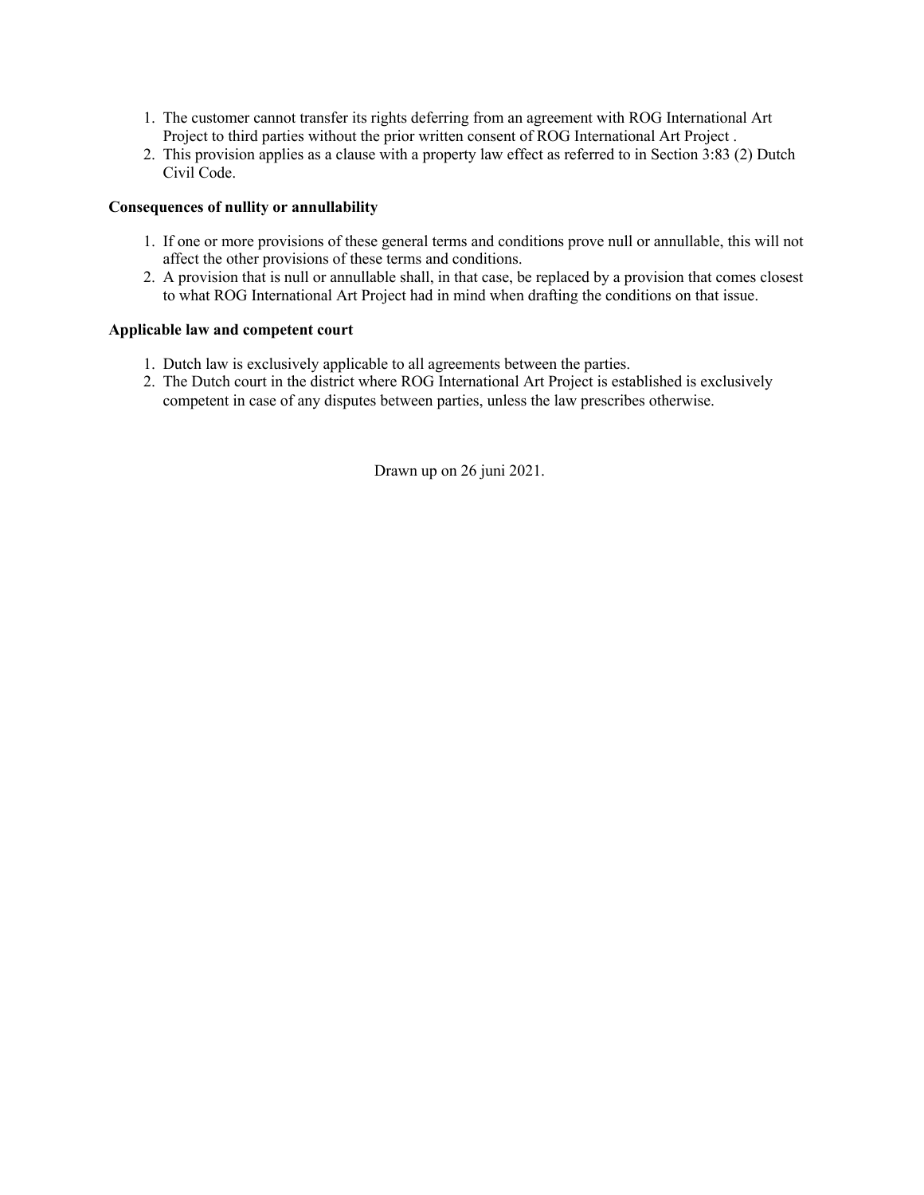1. The customer cannot transfer its rights deferring from an agreement with ROG International Art Project to third parties without the prior written consent of ROG International Art Project .
2. This provision applies as a clause with a property law effect as referred to in Section 3:83 (2) Dutch Civil Code.

**Consequences of nullity or annullability**

1. If one or more provisions of these general terms and conditions prove null or annullable, this will not affect the other provisions of these terms and conditions.
2. A provision that is null or annullable shall, in that case, be replaced by a provision that comes closest to what ROG International Art Project had in mind when drafting the conditions on that issue.

**Applicable law and competent court**

1. Dutch law is exclusively applicable to all agreements between the parties.
2. The Dutch court in the district where ROG International Art Project is established is exclusively competent in case of any disputes between parties, unless the law prescribes otherwise.

Drawn up on 26 juni 2021.